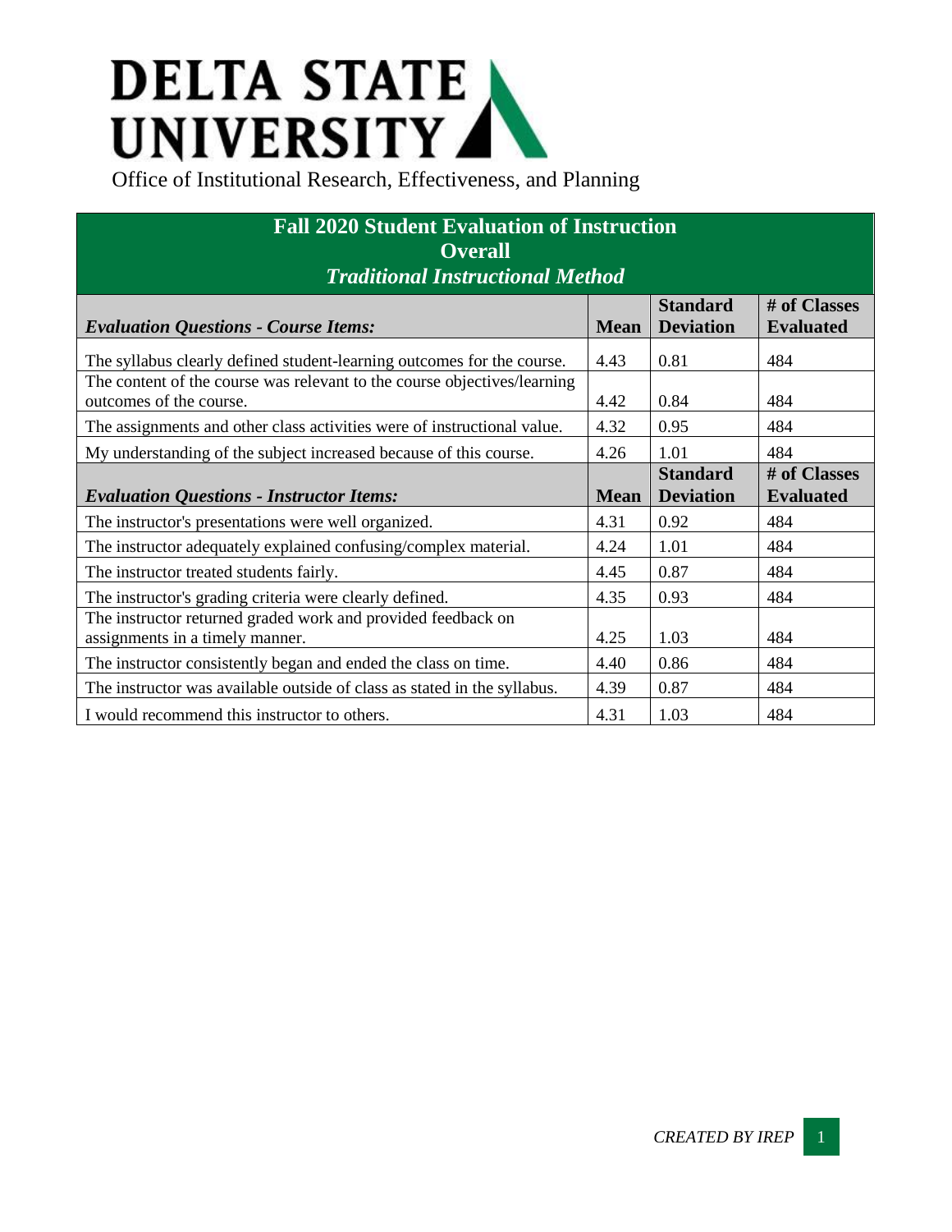# DELTA STATE UNIVERSITY

Office of Institutional Research, Effectiveness, and Planning

## Fall 2020 Student Evaluation of Instruction
## Overall
### *Traditional Instructional Method*

| *Evaluation Questions - Course Items:* | Mean | Standard Deviation | # of Classes Evaluated |
|---|---|---|---|
| The syllabus clearly defined student-learning outcomes for the course. | 4.43 | 0.81 | 484 |
| The content of the course was relevant to the course objectives/learning outcomes of the course. | 4.42 | 0.84 | 484 |
| The assignments and other class activities were of instructional value. | 4.32 | 0.95 | 484 |
| My understanding of the subject increased because of this course. | 4.26 | 1.01 | 484 |
| ***Evaluation Questions - Instructor Items:*** | **Mean** | **Standard Deviation** | **# of Classes Evaluated** |
| The instructor's presentations were well organized. | 4.31 | 0.92 | 484 |
| The instructor adequately explained confusing/complex material. | 4.24 | 1.01 | 484 |
| The instructor treated students fairly. | 4.45 | 0.87 | 484 |
| The instructor's grading criteria were clearly defined. | 4.35 | 0.93 | 484 |
| The instructor returned graded work and provided feedback on assignments in a timely manner. | 4.25 | 1.03 | 484 |
| The instructor consistently began and ended the class on time. | 4.40 | 0.86 | 484 |
| The instructor was available outside of class as stated in the syllabus. | 4.39 | 0.87 | 484 |
| I would recommend this instructor to others. | 4.31 | 1.03 | 484 |

*CREATED BY IREP*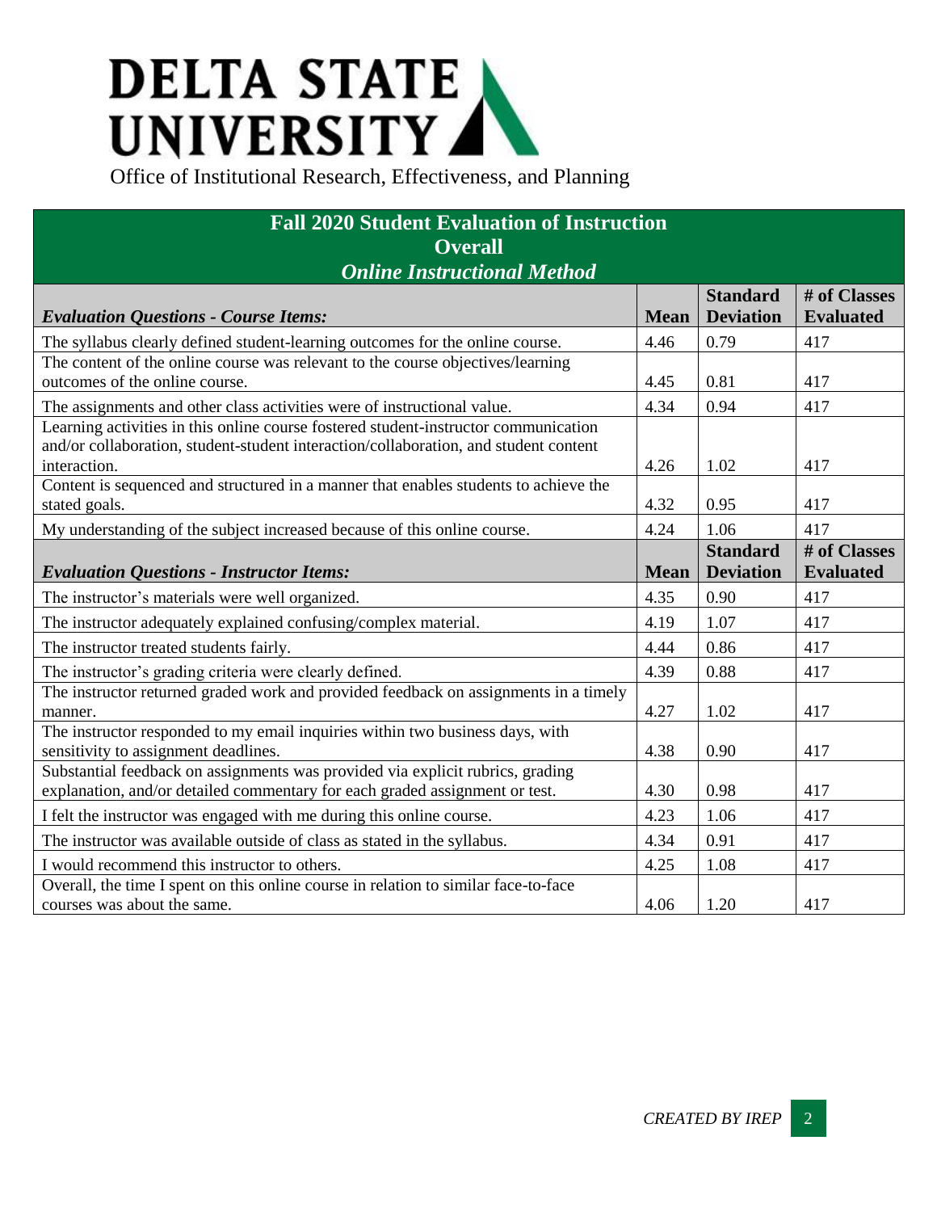# DELTA STATE UNIVERSITY

Office of Institutional Research, Effectiveness, and Planning

## Fall 2020 Student Evaluation of Instruction
## Overall
### *Online Instructional Method*

| *Evaluation Questions - Course Items:* | Mean | Standard Deviation | # of Classes Evaluated |
|---|---|---|---|
| The syllabus clearly defined student-learning outcomes for the online course. | 4.46 | 0.79 | 417 |
| The content of the online course was relevant to the course objectives/learning outcomes of the online course. | 4.45 | 0.81 | 417 |
| The assignments and other class activities were of instructional value. | 4.34 | 0.94 | 417 |
| Learning activities in this online course fostered student-instructor communication and/or collaboration, student-student interaction/collaboration, and student content interaction. | 4.26 | 1.02 | 417 |
| Content is sequenced and structured in a manner that enables students to achieve the stated goals. | 4.32 | 0.95 | 417 |
| My understanding of the subject increased because of this online course. | 4.24 | 1.06 | 417 |
| ***Evaluation Questions - Instructor Items:*** | **Mean** | **Standard Deviation** | **# of Classes Evaluated** |
| The instructor's materials were well organized. | 4.35 | 0.90 | 417 |
| The instructor adequately explained confusing/complex material. | 4.19 | 1.07 | 417 |
| The instructor treated students fairly. | 4.44 | 0.86 | 417 |
| The instructor's grading criteria were clearly defined. | 4.39 | 0.88 | 417 |
| The instructor returned graded work and provided feedback on assignments in a timely manner. | 4.27 | 1.02 | 417 |
| The instructor responded to my email inquiries within two business days, with sensitivity to assignment deadlines. | 4.38 | 0.90 | 417 |
| Substantial feedback on assignments was provided via explicit rubrics, grading explanation, and/or detailed commentary for each graded assignment or test. | 4.30 | 0.98 | 417 |
| I felt the instructor was engaged with me during this online course. | 4.23 | 1.06 | 417 |
| The instructor was available outside of class as stated in the syllabus. | 4.34 | 0.91 | 417 |
| I would recommend this instructor to others. | 4.25 | 1.08 | 417 |
| Overall, the time I spent on this online course in relation to similar face-to-face courses was about the same. | 4.06 | 1.20 | 417 |

*CREATED BY IREP*